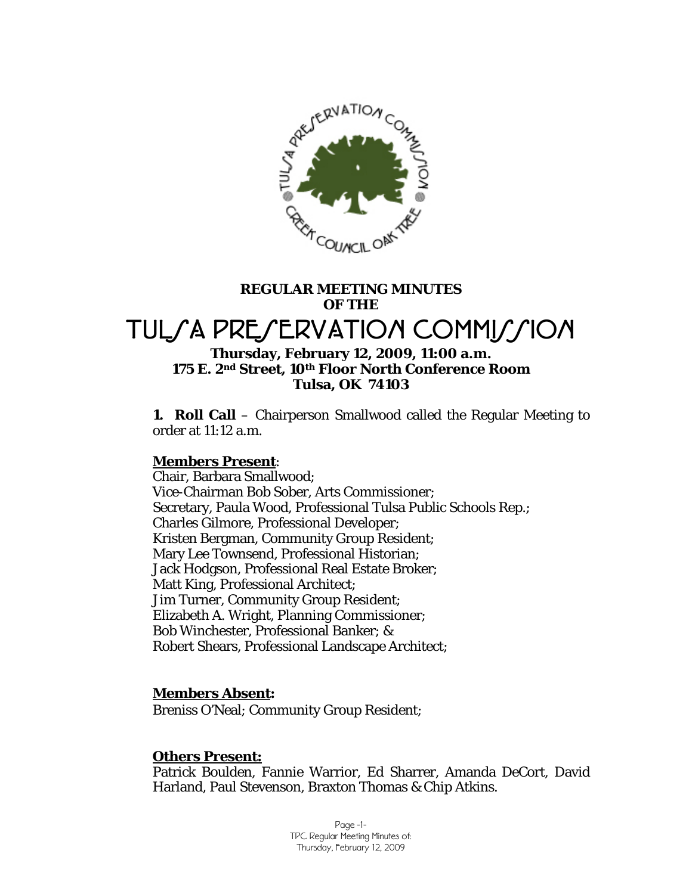**REGULAR MEETING MINUTES OF THE**

# TULSA PRESERVATION COMMISSION

**Thursday, February 12, 2009, 11:00 a.m.**
**175 E. 2nd Street, 10th Floor North Conference Room**
**Tulsa, OK 74103**

**1. Roll Call** – Chairperson Smallwood called the Regular Meeting to order at 11:12 a.m.

**Members Present**:
Chair, Barbara Smallwood;
Vice-Chairman Bob Sober, Arts Commissioner;
Secretary, Paula Wood, Professional Tulsa Public Schools Rep.;
Charles Gilmore, Professional Developer;
Kristen Bergman, Community Group Resident;
Mary Lee Townsend, Professional Historian;
Jack Hodgson, Professional Real Estate Broker;
Matt King, Professional Architect;
Jim Turner, Community Group Resident;
Elizabeth A. Wright, Planning Commissioner;
Bob Winchester, Professional Banker; &
Robert Shears, Professional Landscape Architect;

**Members Absent:**
Breniss O'Neal; Community Group Resident;

**Others Present:**
Patrick Boulden, Fannie Warrior, Ed Sharrer, Amanda DeCort, David Harland, Paul Stevenson, Braxton Thomas & Chip Atkins.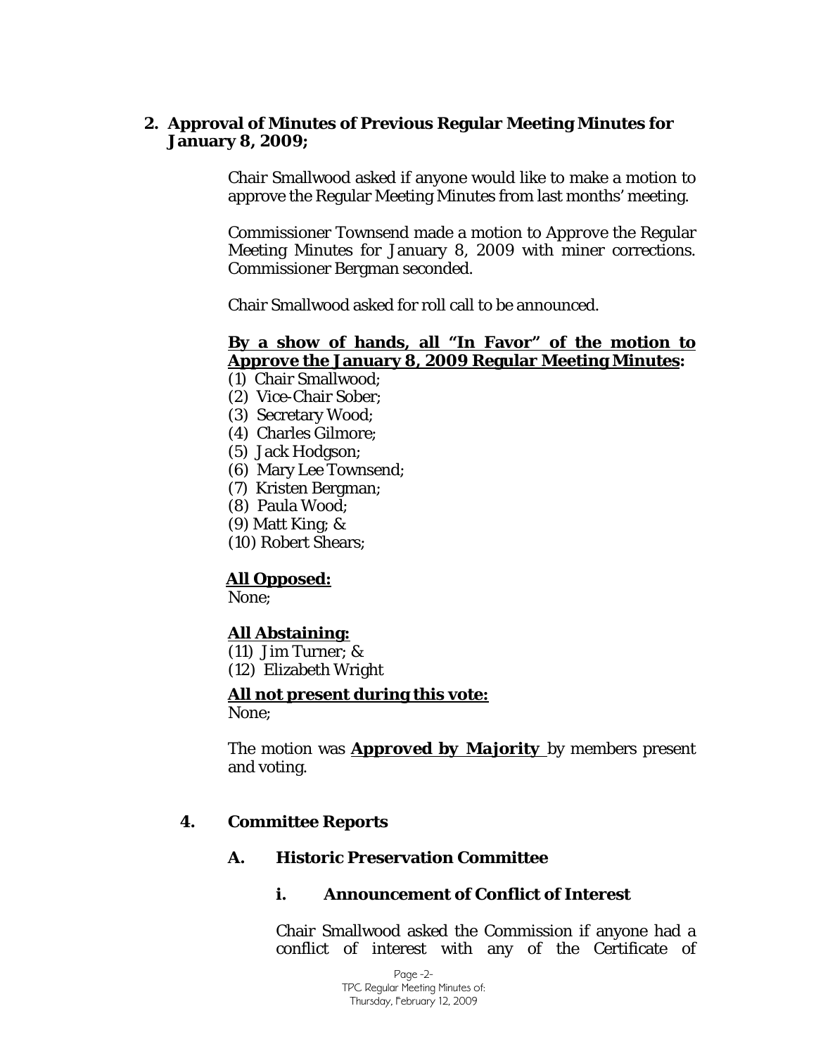**2. Approval of Minutes of Previous Regular Meeting Minutes for January 8, 2009;**

Chair Smallwood asked if anyone would like to make a motion to approve the Regular Meeting Minutes from last months' meeting.

Commissioner Townsend made a motion to Approve the Regular Meeting Minutes for January 8, 2009 with miner corrections. Commissioner Bergman seconded.

Chair Smallwood asked for roll call to be announced.

**By a show of hands, all "In Favor" of the motion to Approve the January 8, 2009 Regular Meeting Minutes:**

(1) Chair Smallwood;
(2) Vice-Chair Sober;
(3) Secretary Wood;
(4) Charles Gilmore;
(5) Jack Hodgson;
(6) Mary Lee Townsend;
(7) Kristen Bergman;
(8) Paula Wood;
(9) Matt King; &
(10) Robert Shears;

**All Opposed:**
None;

**All Abstaining:**
(11) Jim Turner; &
(12) Elizabeth Wright

**All not present during this vote:**
None;

The motion was **Approved by Majority** by members present and voting.

**4. Committee Reports**

**A. Historic Preservation Committee**

**i. Announcement of Conflict of Interest**

Chair Smallwood asked the Commission if anyone had a conflict of interest with any of the Certificate of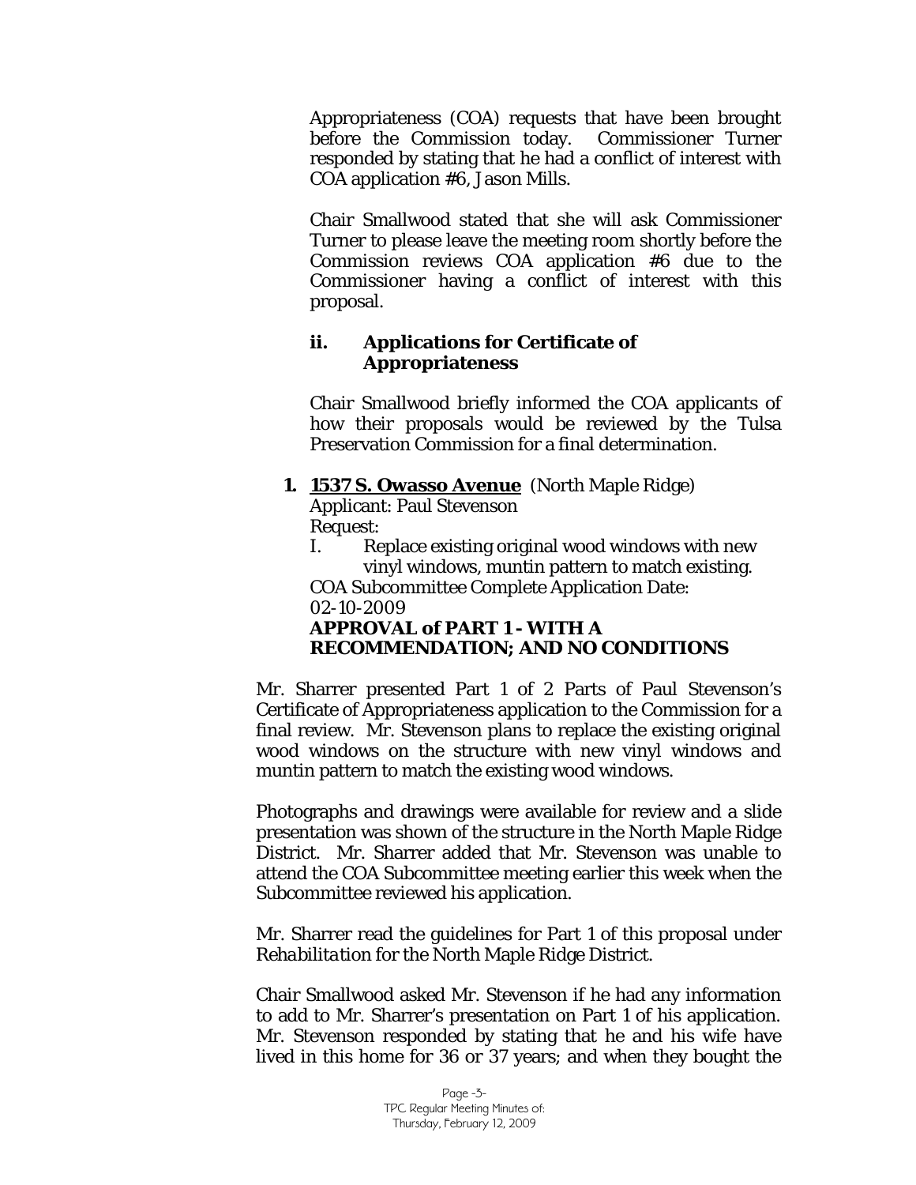Appropriateness (COA) requests that have been brought before the Commission today. Commissioner Turner responded by stating that he had a conflict of interest with COA application #6, Jason Mills.

Chair Smallwood stated that she will ask Commissioner Turner to please leave the meeting room shortly before the Commission reviews COA application #6 due to the Commissioner having a conflict of interest with this proposal.

### ii. Applications for Certificate of Appropriateness

Chair Smallwood briefly informed the COA applicants of how their proposals would be reviewed by the Tulsa Preservation Commission for a final determination.

**1. <u>1537 S. Owasso Avenue</u>** (North Maple Ridge)
Applicant: Paul Stevenson
Request:
I. Replace existing original wood windows with new vinyl windows, muntin pattern to match existing.
COA Subcommittee Complete Application Date: 02-10-2009
**APPROVAL of PART 1 - WITH A RECOMMENDATION; AND NO CONDITIONS**

Mr. Sharrer presented Part 1 of 2 Parts of Paul Stevenson's Certificate of Appropriateness application to the Commission for a final review. Mr. Stevenson plans to replace the existing original wood windows on the structure with new vinyl windows and muntin pattern to match the existing wood windows.

Photographs and drawings were available for review and a slide presentation was shown of the structure in the North Maple Ridge District. Mr. Sharrer added that Mr. Stevenson was unable to attend the COA Subcommittee meeting earlier this week when the Subcommittee reviewed his application.

Mr. Sharrer read the guidelines for Part 1 of this proposal under *Rehabilitation* for the North Maple Ridge District.

Chair Smallwood asked Mr. Stevenson if he had any information to add to Mr. Sharrer's presentation on Part 1 of his application. Mr. Stevenson responded by stating that he and his wife have lived in this home for 36 or 37 years; and when they bought the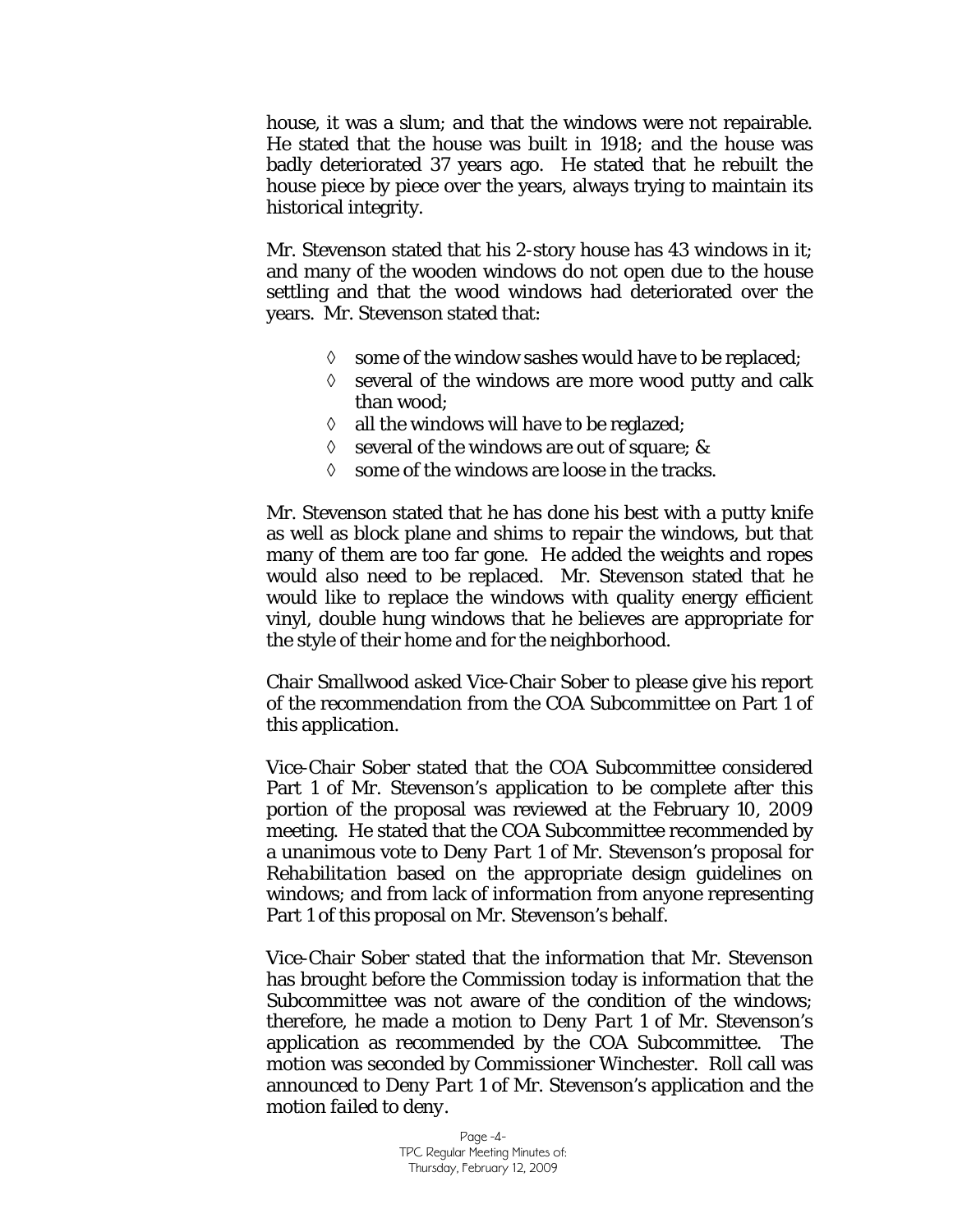house, it was a slum; and that the windows were not repairable. He stated that the house was built in 1918; and the house was badly deteriorated 37 years ago. He stated that he rebuilt the house piece by piece over the years, always trying to maintain its historical integrity.

Mr. Stevenson stated that his 2-story house has 43 windows in it; and many of the wooden windows do not open due to the house settling and that the wood windows had deteriorated over the years. Mr. Stevenson stated that:

- some of the window sashes would have to be replaced;
- several of the windows are more wood putty and calk than wood;
- all the windows will have to be reglazed;
- several of the windows are out of square; &
- some of the windows are loose in the tracks.

Mr. Stevenson stated that he has done his best with a putty knife as well as block plane and shims to repair the windows, but that many of them are too far gone. He added the weights and ropes would also need to be replaced. Mr. Stevenson stated that he would like to replace the windows with quality energy efficient vinyl, double hung windows that he believes are appropriate for the style of their home and for the neighborhood.

Chair Smallwood asked Vice-Chair Sober to please give his report of the recommendation from the COA Subcommittee on Part 1 of this application.

Vice-Chair Sober stated that the COA Subcommittee considered Part 1 of Mr. Stevenson's application to be complete after this portion of the proposal was reviewed at the February 10, 2009 meeting. He stated that the COA Subcommittee recommended by a unanimous vote to *Deny Part 1* of Mr. Stevenson's proposal for *Rehabilitation* based on the appropriate design guidelines on windows; and from lack of information from anyone representing Part 1 of this proposal on Mr. Stevenson's behalf.

Vice-Chair Sober stated that the information that Mr. Stevenson has brought before the Commission today is information that the Subcommittee was not aware of the condition of the windows; therefore, he made a motion to *Deny Part 1* of Mr. Stevenson's application as recommended by the COA Subcommittee. The motion was seconded by Commissioner Winchester. Roll call was announced to *Deny Part 1* of Mr. Stevenson's application and the motion *failed to deny*.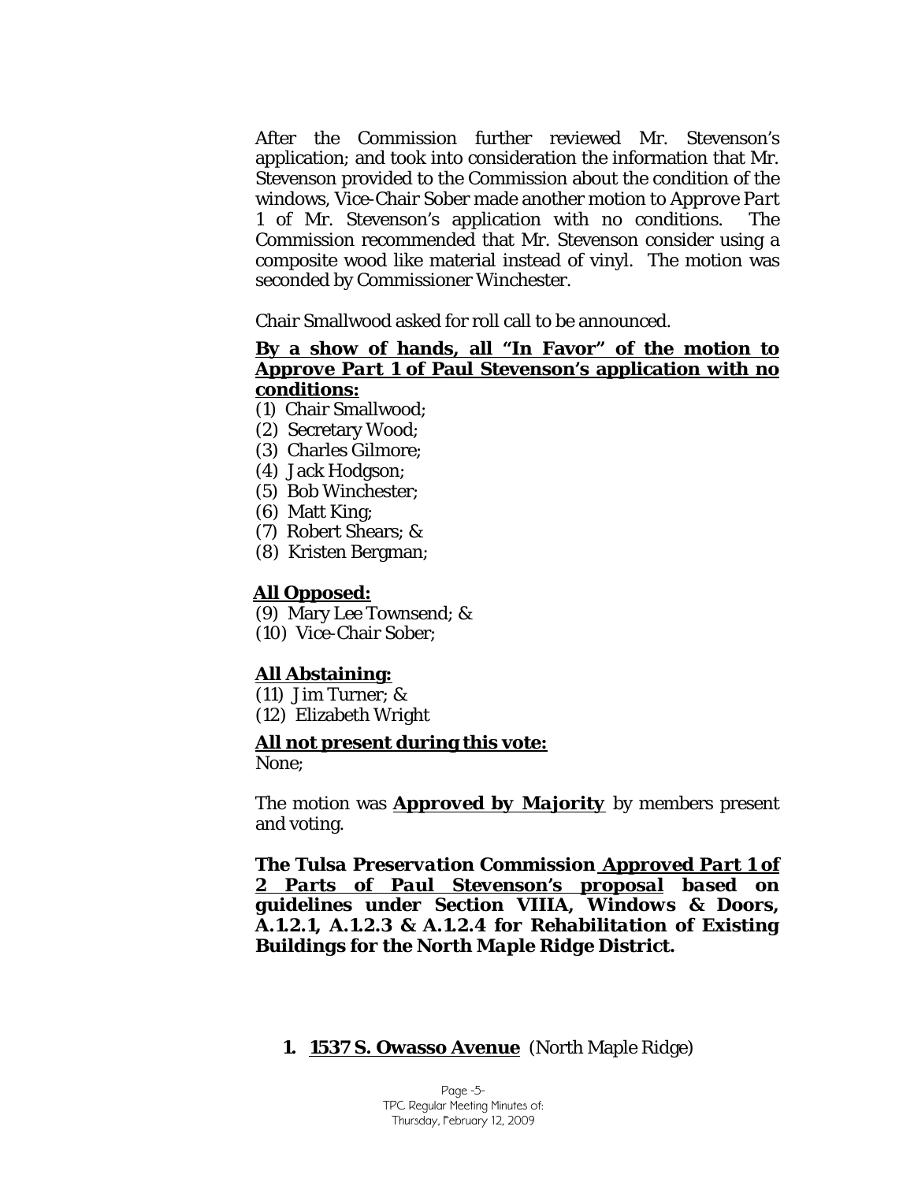After the Commission further reviewed Mr. Stevenson's application; and took into consideration the information that Mr. Stevenson provided to the Commission about the condition of the windows, Vice-Chair Sober made another motion to *Approve Part 1* of Mr. Stevenson's application with no conditions. The Commission recommended that Mr. Stevenson consider using a composite wood like material instead of vinyl. The motion was seconded by Commissioner Winchester.

Chair Smallwood asked for roll call to be announced.

**By a show of hands, all "In Favor" of the motion to *Approve Part 1* of Paul Stevenson's application with no conditions:**

(1) Chair Smallwood;
(2) Secretary Wood;
(3) Charles Gilmore;
(4) Jack Hodgson;
(5) Bob Winchester;
(6) Matt King;
(7) Robert Shears; &
(8) Kristen Bergman;

**All Opposed:**

(9) Mary Lee Townsend; &
(10) Vice-Chair Sober;

**All Abstaining:**

(11) Jim Turner; &
(12) Elizabeth Wright

**All not present during this vote:**

None;

The motion was **Approved by Majority** by members present and voting.

***The Tulsa Preservation Commission Approved Part 1 of 2 Parts of Paul Stevenson's proposal based on guidelines under Section VIIIA, Windows & Doors, A.1.2.1, A.1.2.3 & A.1.2.4 for Rehabilitation of Existing Buildings for the North Maple Ridge District.***

**1. 1537 S. Owasso Avenue** (North Maple Ridge)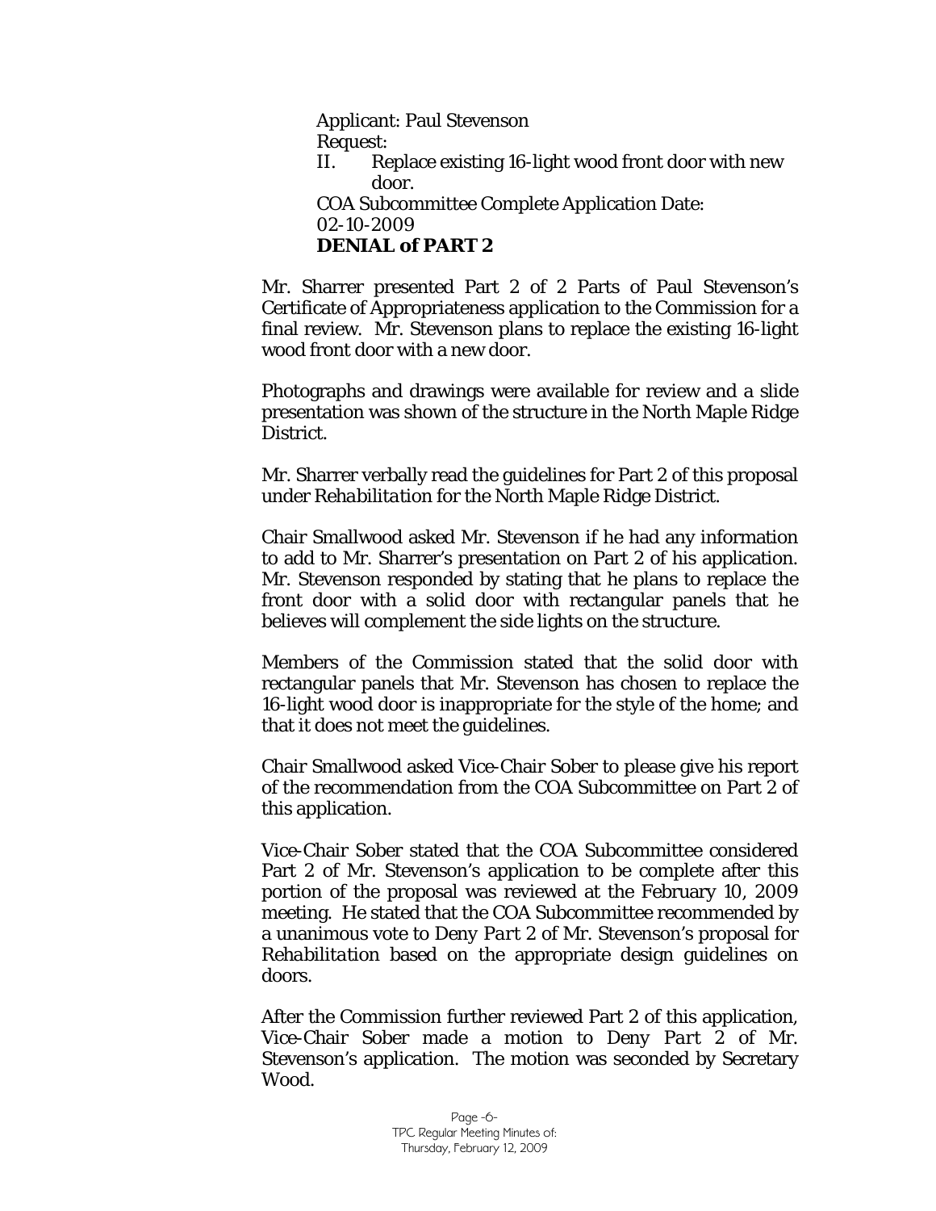Applicant: Paul Stevenson
Request:
II. Replace existing 16-light wood front door with new door.
COA Subcommittee Complete Application Date: 02-10-2009
**DENIAL of PART 2**

Mr. Sharrer presented Part 2 of 2 Parts of Paul Stevenson's Certificate of Appropriateness application to the Commission for a final review. Mr. Stevenson plans to replace the existing 16-light wood front door with a new door.

Photographs and drawings were available for review and a slide presentation was shown of the structure in the North Maple Ridge District.

Mr. Sharrer verbally read the guidelines for Part 2 of this proposal under *Rehabilitation* for the North Maple Ridge District.

Chair Smallwood asked Mr. Stevenson if he had any information to add to Mr. Sharrer's presentation on Part 2 of his application. Mr. Stevenson responded by stating that he plans to replace the front door with a solid door with rectangular panels that he believes will complement the side lights on the structure.

Members of the Commission stated that the solid door with rectangular panels that Mr. Stevenson has chosen to replace the 16-light wood door is inappropriate for the style of the home; and that it does not meet the guidelines.

Chair Smallwood asked Vice-Chair Sober to please give his report of the recommendation from the COA Subcommittee on Part 2 of this application.

Vice-Chair Sober stated that the COA Subcommittee considered Part 2 of Mr. Stevenson's application to be complete after this portion of the proposal was reviewed at the February 10, 2009 meeting. He stated that the COA Subcommittee recommended by a unanimous vote to *Deny Part 2* of Mr. Stevenson's proposal for *Rehabilitation* based on the appropriate design guidelines on doors.

After the Commission further reviewed Part 2 of this application, Vice-Chair Sober made a motion to *Deny Part 2* of Mr. Stevenson's application. The motion was seconded by Secretary Wood.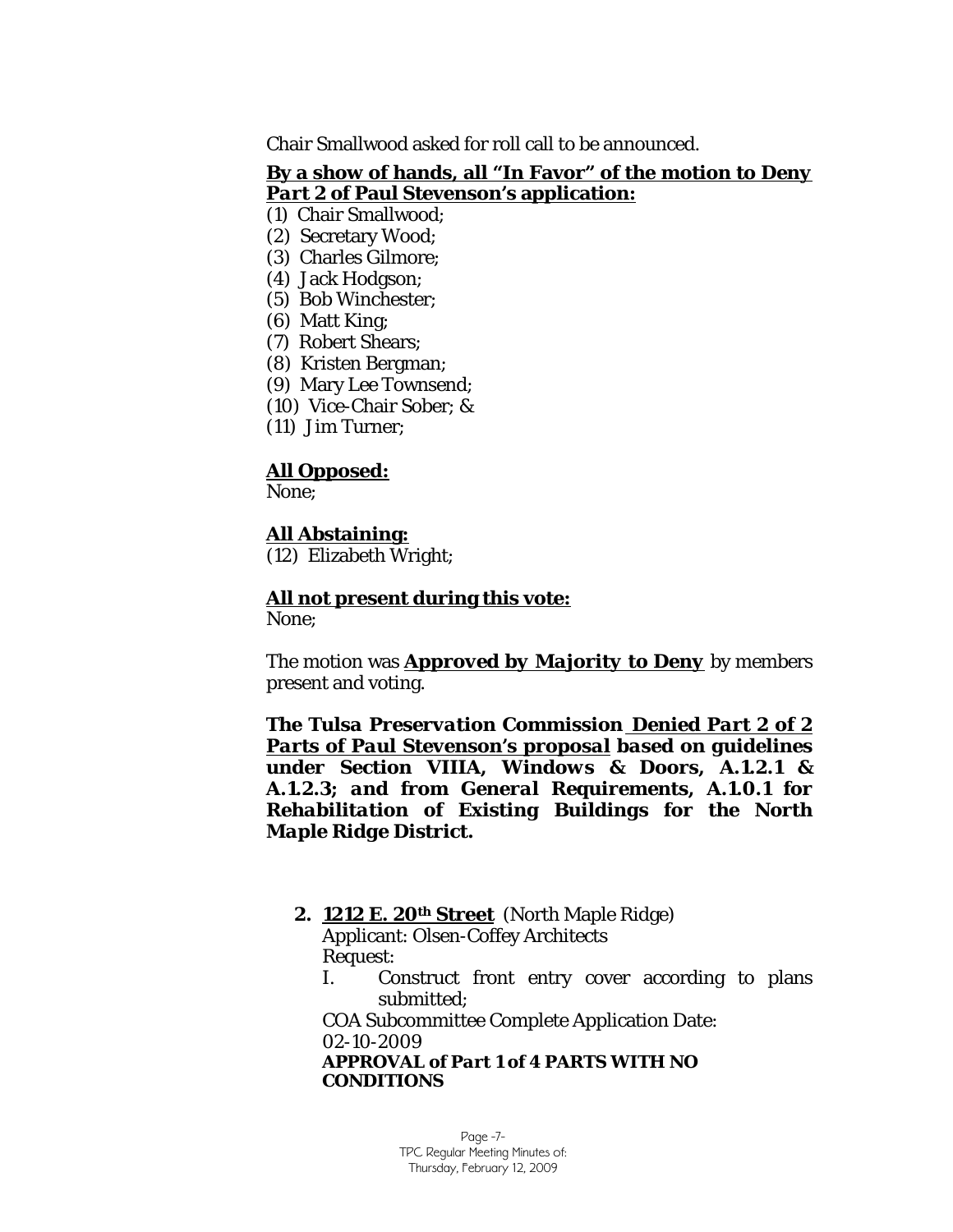Chair Smallwood asked for roll call to be announced.

**By a show of hands, all "In Favor" of the motion to Deny *Part 2* of Paul Stevenson's application:**

(1) Chair Smallwood;
(2) Secretary Wood;
(3) Charles Gilmore;
(4) Jack Hodgson;
(5) Bob Winchester;
(6) Matt King;
(7) Robert Shears;
(8) Kristen Bergman;
(9) Mary Lee Townsend;
(10) Vice-Chair Sober; &
(11) Jim Turner;

**All Opposed:**
None;

**All Abstaining:**
(12) Elizabeth Wright;

**All not present during this vote:**
None;

The motion was **Approved by Majority to Deny** by members present and voting.

***The Tulsa Preservation Commission Denied Part 2 of 2 Parts of Paul Stevenson's proposal based on guidelines under Section VIIIA, Windows & Doors, A.1.2.1 & A.1.2.3; and from General Requirements, A.1.0.1 for Rehabilitation of Existing Buildings for the North Maple Ridge District.***

**2. 1212 E. 20th Street** (North Maple Ridge)
Applicant: Olsen-Coffey Architects
Request:
I. Construct front entry cover according to plans submitted;
COA Subcommittee Complete Application Date:
02-10-2009
***APPROVAL of Part 1 of 4 PARTS WITH NO CONDITIONS***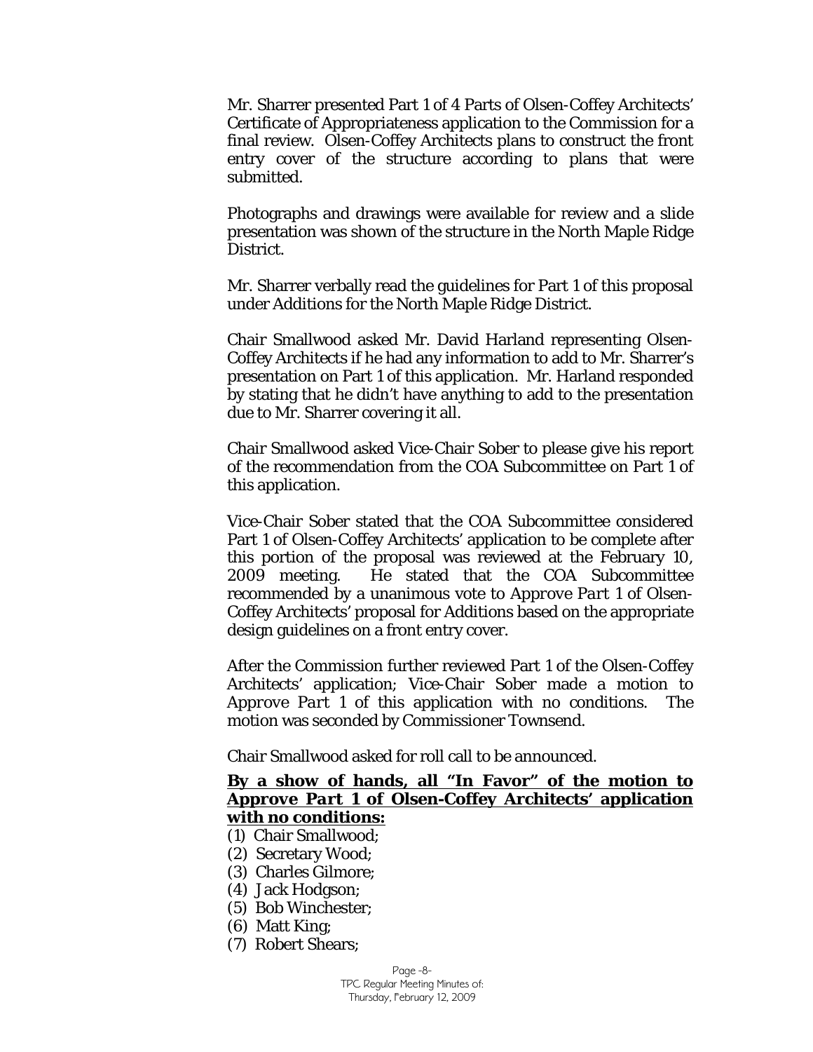Mr. Sharrer presented Part 1 of 4 Parts of Olsen-Coffey Architects' Certificate of Appropriateness application to the Commission for a final review. Olsen-Coffey Architects plans to construct the front entry cover of the structure according to plans that were submitted.

Photographs and drawings were available for review and a slide presentation was shown of the structure in the North Maple Ridge District.

Mr. Sharrer verbally read the guidelines for Part 1 of this proposal under Additions for the North Maple Ridge District.

Chair Smallwood asked Mr. David Harland representing Olsen-Coffey Architects if he had any information to add to Mr. Sharrer's presentation on Part 1 of this application. Mr. Harland responded by stating that he didn't have anything to add to the presentation due to Mr. Sharrer covering it all.

Chair Smallwood asked Vice-Chair Sober to please give his report of the recommendation from the COA Subcommittee on Part 1 of this application.

Vice-Chair Sober stated that the COA Subcommittee considered Part 1 of Olsen-Coffey Architects' application to be complete after this portion of the proposal was reviewed at the February 10, 2009 meeting. He stated that the COA Subcommittee recommended by a unanimous vote to *Approve Part 1* of Olsen-Coffey Architects' proposal for Additions based on the appropriate design guidelines on a front entry cover.

After the Commission further reviewed Part 1 of the Olsen-Coffey Architects' application; Vice-Chair Sober made a motion to *Approve Part 1* of this application with no conditions. The motion was seconded by Commissioner Townsend.

Chair Smallwood asked for roll call to be announced.

**By a show of hands, all "In Favor" of the motion to *Approve Part 1* of Olsen-Coffey Architects' application with no conditions:**

(1) Chair Smallwood;
(2) Secretary Wood;
(3) Charles Gilmore;
(4) Jack Hodgson;
(5) Bob Winchester;
(6) Matt King;
(7) Robert Shears;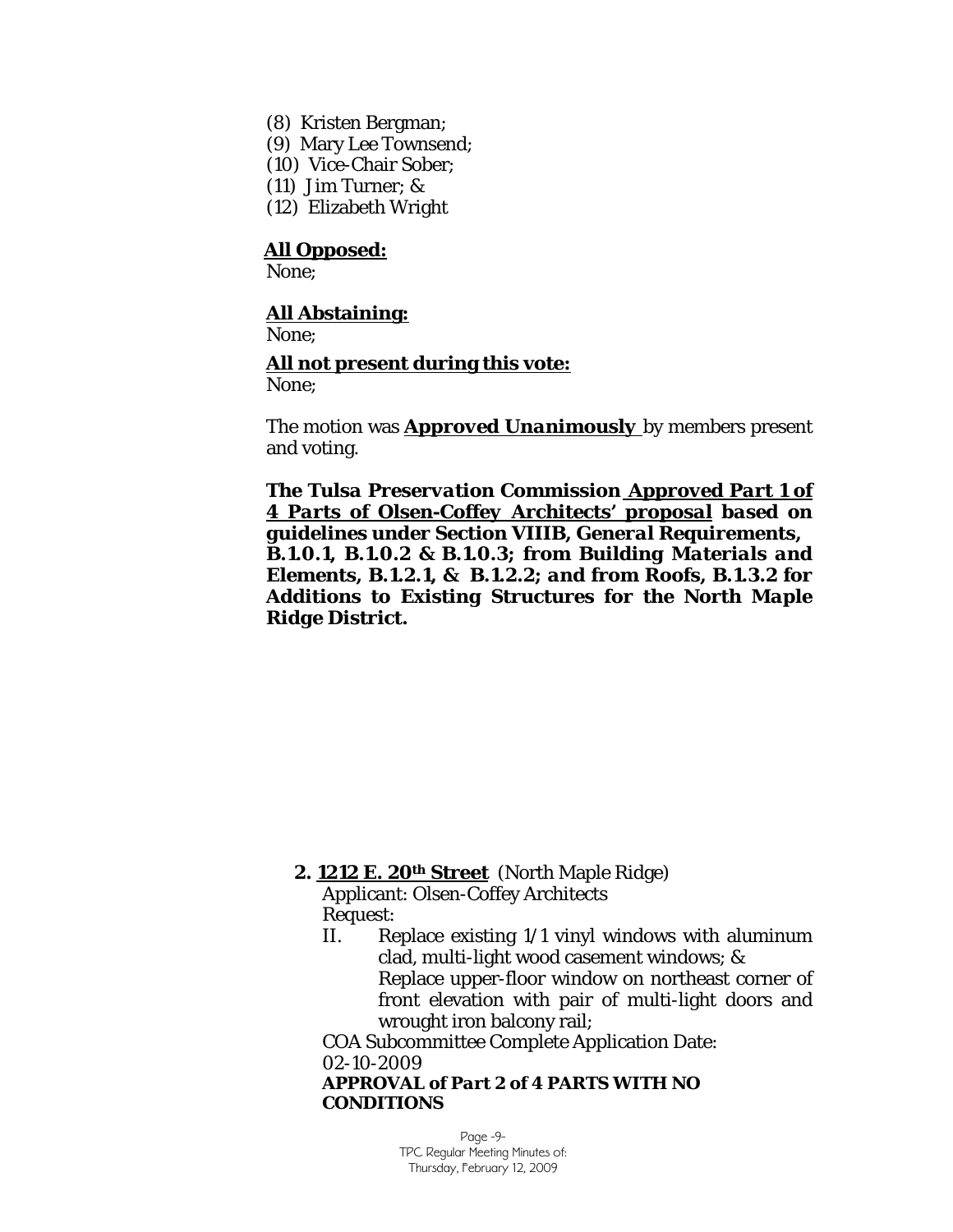(8) Kristen Bergman;
(9) Mary Lee Townsend;
(10) Vice-Chair Sober;
(11) Jim Turner; &
(12) Elizabeth Wright

**All Opposed:**
None;

**All Abstaining:**
None;

**All not present during this vote:**
None;

The motion was ***Approved Unanimously*** by members present and voting.

***The Tulsa Preservation Commission Approved Part 1 of 4 Parts of Olsen-Coffey Architects' proposal based on guidelines under Section VIIIB, General Requirements, B.1.0.1, B.1.0.2 & B.1.0.3; from Building Materials and Elements, B.1.2.1, & B.1.2.2; and from Roofs, B.1.3.2 for Additions to Existing Structures for the North Maple Ridge District.***

**2. 1212 E. 20th Street** (North Maple Ridge)
Applicant: Olsen-Coffey Architects
Request:

II. Replace existing 1/1 vinyl windows with aluminum clad, multi-light wood casement windows; &
Replace upper-floor window on northeast corner of front elevation with pair of multi-light doors and wrought iron balcony rail;

COA Subcommittee Complete Application Date:
02-10-2009
**APPROVAL of Part 2 of 4 PARTS WITH NO CONDITIONS**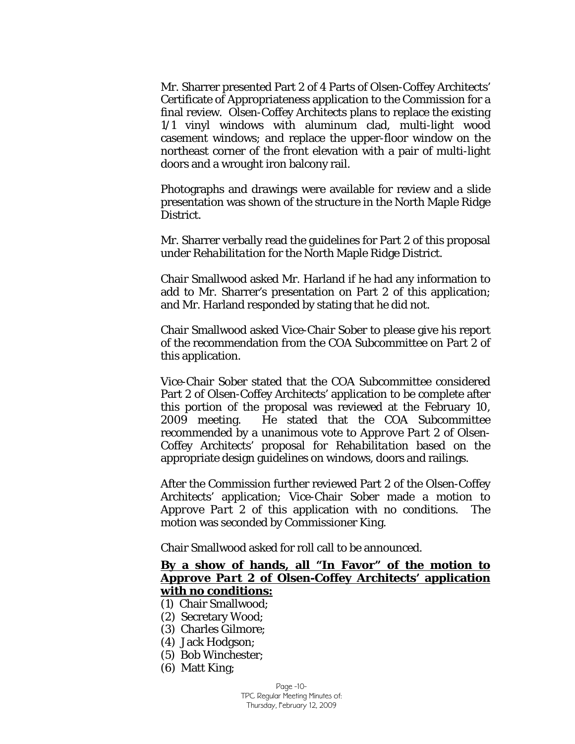Mr. Sharrer presented Part 2 of 4 Parts of Olsen-Coffey Architects' Certificate of Appropriateness application to the Commission for a final review. Olsen-Coffey Architects plans to replace the existing 1/1 vinyl windows with aluminum clad, multi-light wood casement windows; and replace the upper-floor window on the northeast corner of the front elevation with a pair of multi-light doors and a wrought iron balcony rail.

Photographs and drawings were available for review and a slide presentation was shown of the structure in the North Maple Ridge District.

Mr. Sharrer verbally read the guidelines for Part 2 of this proposal under *Rehabilitation* for the North Maple Ridge District.

Chair Smallwood asked Mr. Harland if he had any information to add to Mr. Sharrer's presentation on Part 2 of this application; and Mr. Harland responded by stating that he did not.

Chair Smallwood asked Vice-Chair Sober to please give his report of the recommendation from the COA Subcommittee on Part 2 of this application.

Vice-Chair Sober stated that the COA Subcommittee considered Part 2 of Olsen-Coffey Architects' application to be complete after this portion of the proposal was reviewed at the February 10, 2009 meeting. He stated that the COA Subcommittee recommended by a unanimous vote to *Approve Part 2* of Olsen-Coffey Architects' proposal for *Rehabilitation* based on the appropriate design guidelines on windows, doors and railings.

After the Commission further reviewed Part 2 of the Olsen-Coffey Architects' application; Vice-Chair Sober made a motion to *Approve Part 2* of this application with no conditions. The motion was seconded by Commissioner King.

Chair Smallwood asked for roll call to be announced.

**By a show of hands, all "In Favor" of the motion to *Approve Part 2* of Olsen-Coffey Architects' application with no conditions:**

(1) Chair Smallwood;
(2) Secretary Wood;
(3) Charles Gilmore;
(4) Jack Hodgson;
(5) Bob Winchester;
(6) Matt King;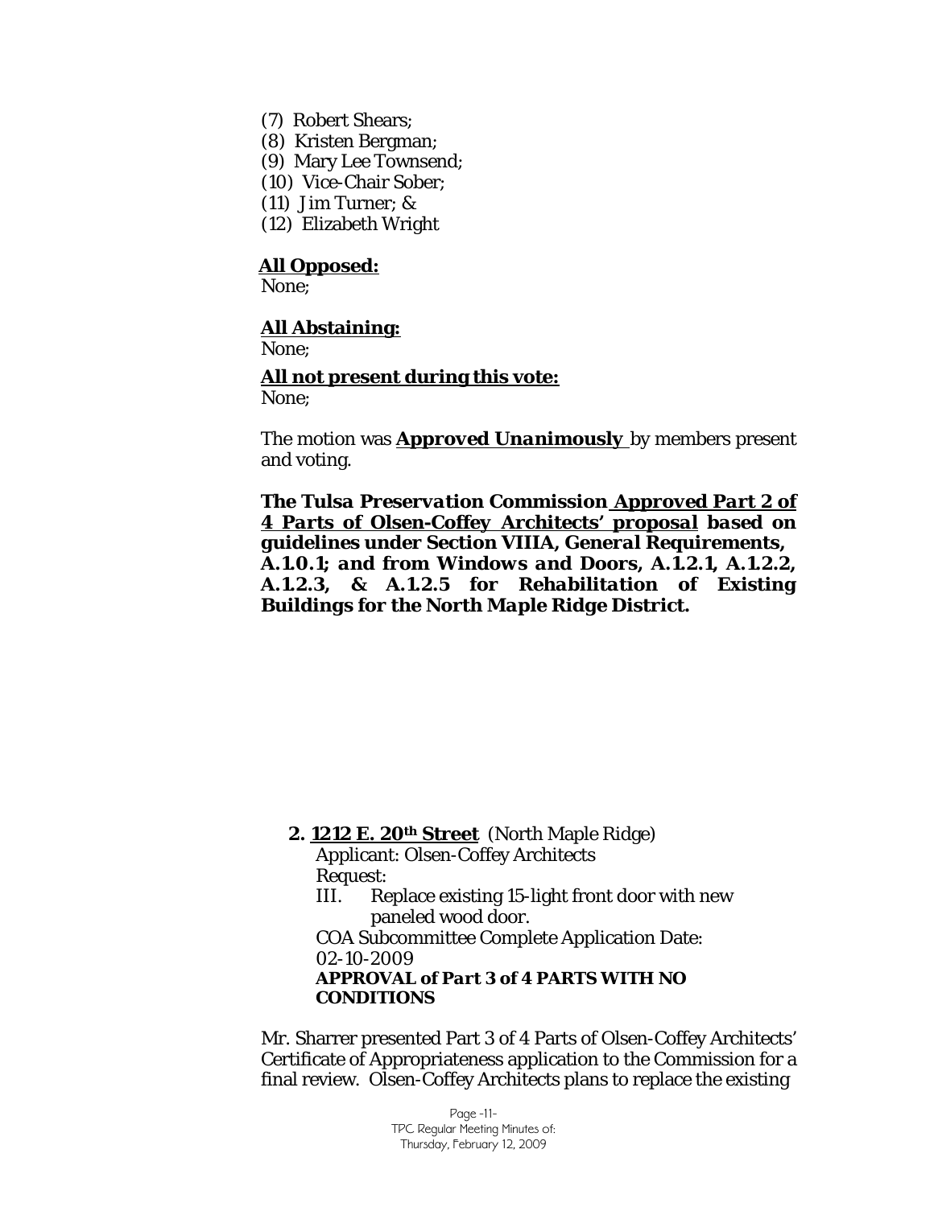(7) Robert Shears;
(8) Kristen Bergman;
(9) Mary Lee Townsend;
(10) Vice-Chair Sober;
(11) Jim Turner; &
(12) Elizabeth Wright

**All Opposed:**
None;

**All Abstaining:**
None;

**All not present during this vote:**
None;

The motion was ***Approved Unanimously*** by members present and voting.

***The Tulsa Preservation Commission Approved Part 2 of 4 Parts of Olsen-Coffey Architects' proposal based on guidelines under Section VIIIA, General Requirements, A.1.0.1; and from Windows and Doors, A.1.2.1, A.1.2.2, A.1.2.3, & A.1.2.5 for Rehabilitation of Existing Buildings for the North Maple Ridge District.***

**2. 1212 E. 20th Street** (North Maple Ridge)
Applicant: Olsen-Coffey Architects
Request:
III. Replace existing 15-light front door with new paneled wood door.
COA Subcommittee Complete Application Date: 02-10-2009
**APPROVAL of Part 3 of 4 PARTS WITH NO CONDITIONS**

Mr. Sharrer presented Part 3 of 4 Parts of Olsen-Coffey Architects' Certificate of Appropriateness application to the Commission for a final review. Olsen-Coffey Architects plans to replace the existing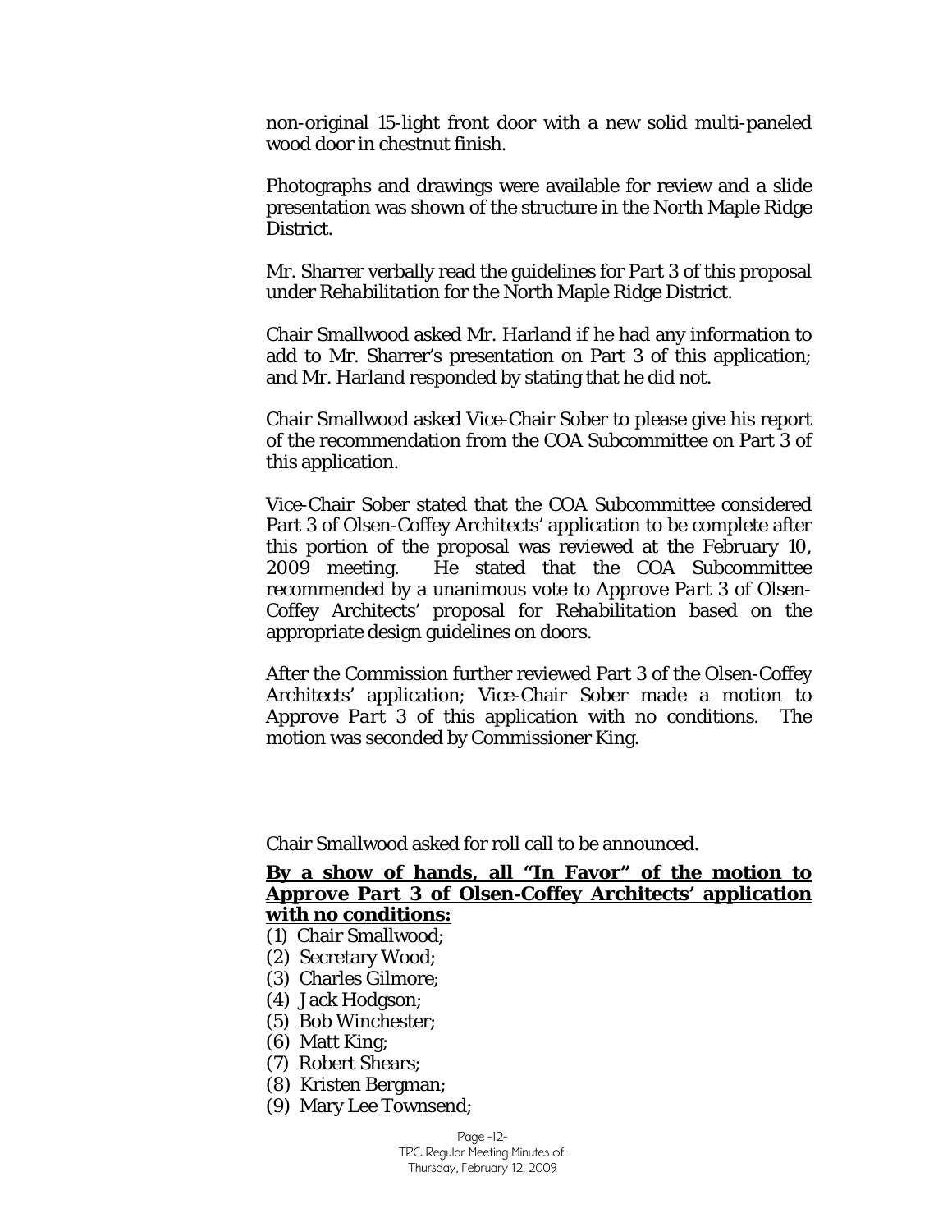non-original 15-light front door with a new solid multi-paneled wood door in chestnut finish.

Photographs and drawings were available for review and a slide presentation was shown of the structure in the North Maple Ridge District.

Mr. Sharrer verbally read the guidelines for Part 3 of this proposal under *Rehabilitation* for the North Maple Ridge District.

Chair Smallwood asked Mr. Harland if he had any information to add to Mr. Sharrer's presentation on Part 3 of this application; and Mr. Harland responded by stating that he did not.

Chair Smallwood asked Vice-Chair Sober to please give his report of the recommendation from the COA Subcommittee on Part 3 of this application.

Vice-Chair Sober stated that the COA Subcommittee considered Part 3 of Olsen-Coffey Architects' application to be complete after this portion of the proposal was reviewed at the February 10, 2009 meeting. He stated that the COA Subcommittee recommended by a unanimous vote to *Approve Part 3* of Olsen-Coffey Architects' proposal for *Rehabilitation* based on the appropriate design guidelines on doors.

After the Commission further reviewed Part 3 of the Olsen-Coffey Architects' application; Vice-Chair Sober made a motion to *Approve Part 3* of this application with no conditions. The motion was seconded by Commissioner King.

Chair Smallwood asked for roll call to be announced.

**By a show of hands, all "In Favor" of the motion to *Approve Part 3* of Olsen-Coffey Architects' application with no conditions:**

(1) Chair Smallwood;
(2) Secretary Wood;
(3) Charles Gilmore;
(4) Jack Hodgson;
(5) Bob Winchester;
(6) Matt King;
(7) Robert Shears;
(8) Kristen Bergman;
(9) Mary Lee Townsend;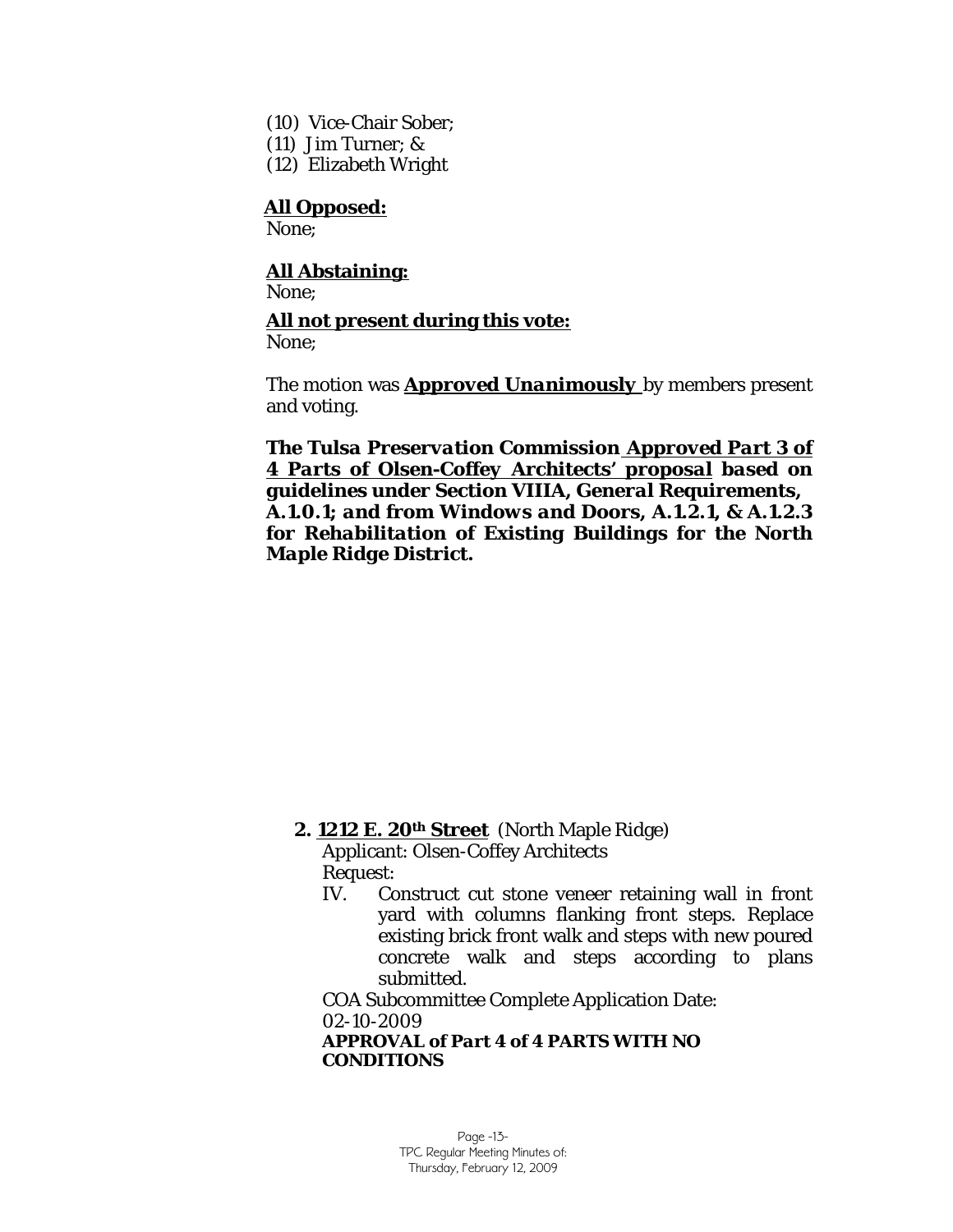(10) Vice-Chair Sober;
(11) Jim Turner; &
(12) Elizabeth Wright

**All Opposed:**
None;

**All Abstaining:**
None;

**All not present during this vote:**
None;

The motion was ***Approved Unanimously*** by members present and voting.

***The Tulsa Preservation Commission Approved Part 3 of 4 Parts of Olsen-Coffey Architects' proposal based on guidelines under Section VIIIA, General Requirements, A.1.0.1; and from Windows and Doors, A.1.2.1, & A.1.2.3 for Rehabilitation of Existing Buildings for the North Maple Ridge District.***

**2. 1212 E. 20th Street** (North Maple Ridge)
Applicant: Olsen-Coffey Architects
Request:

IV. Construct cut stone veneer retaining wall in front yard with columns flanking front steps. Replace existing brick front walk and steps with new poured concrete walk and steps according to plans submitted.

COA Subcommittee Complete Application Date: 02-10-2009

**APPROVAL of Part 4 of 4 PARTS WITH NO CONDITIONS**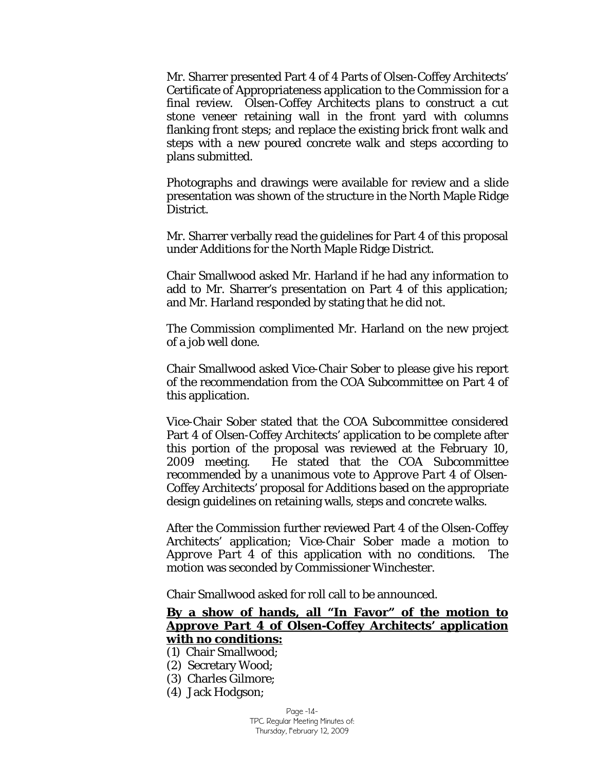Mr. Sharrer presented Part 4 of 4 Parts of Olsen-Coffey Architects' Certificate of Appropriateness application to the Commission for a final review. Olsen-Coffey Architects plans to construct a cut stone veneer retaining wall in the front yard with columns flanking front steps; and replace the existing brick front walk and steps with a new poured concrete walk and steps according to plans submitted.

Photographs and drawings were available for review and a slide presentation was shown of the structure in the North Maple Ridge District.

Mr. Sharrer verbally read the guidelines for Part 4 of this proposal under Additions for the North Maple Ridge District.

Chair Smallwood asked Mr. Harland if he had any information to add to Mr. Sharrer's presentation on Part 4 of this application; and Mr. Harland responded by stating that he did not.

The Commission complimented Mr. Harland on the new project of a job well done.

Chair Smallwood asked Vice-Chair Sober to please give his report of the recommendation from the COA Subcommittee on Part 4 of this application.

Vice-Chair Sober stated that the COA Subcommittee considered Part 4 of Olsen-Coffey Architects' application to be complete after this portion of the proposal was reviewed at the February 10, 2009 meeting. He stated that the COA Subcommittee recommended by a unanimous vote to *Approve Part 4* of Olsen-Coffey Architects' proposal for Additions based on the appropriate design guidelines on retaining walls, steps and concrete walks.

After the Commission further reviewed Part 4 of the Olsen-Coffey Architects' application; Vice-Chair Sober made a motion to *Approve Part 4* of this application with no conditions. The motion was seconded by Commissioner Winchester.

Chair Smallwood asked for roll call to be announced.

**By a show of hands, all "In Favor" of the motion to Approve Part 4 of Olsen-Coffey Architects' application with no conditions:**

(1) Chair Smallwood;
(2) Secretary Wood;
(3) Charles Gilmore;
(4) Jack Hodgson;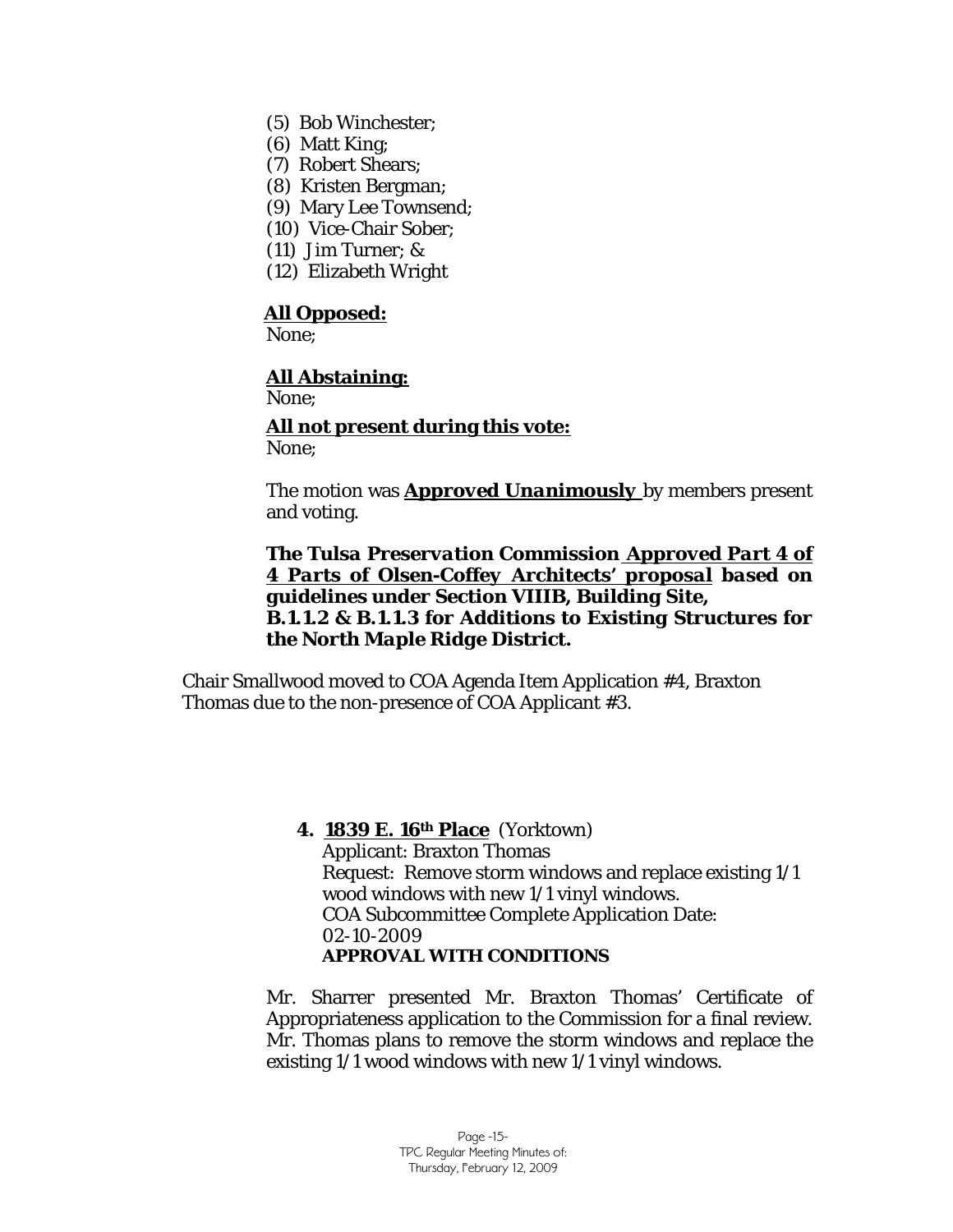(5) Bob Winchester;
(6) Matt King;
(7) Robert Shears;
(8) Kristen Bergman;
(9) Mary Lee Townsend;
(10) Vice-Chair Sober;
(11) Jim Turner; &
(12) Elizabeth Wright

**All Opposed:**
None;

**All Abstaining:**
None;

**All not present during this vote:**
None;

The motion was ***Approved Unanimously*** by members present and voting.

***The Tulsa Preservation Commission Approved Part 4 of 4 Parts of Olsen-Coffey Architects' proposal based on guidelines under Section VIIIB, Building Site, B.1.1.2 & B.1.1.3 for Additions to Existing Structures for the North Maple Ridge District.***

Chair Smallwood moved to COA Agenda Item Application #4, Braxton Thomas due to the non-presence of COA Applicant #3.

**4. 1839 E. 16th Place** (Yorktown)
Applicant: Braxton Thomas
Request: Remove storm windows and replace existing 1/1 wood windows with new 1/1 vinyl windows.
COA Subcommittee Complete Application Date: 02-10-2009
**APPROVAL WITH CONDITIONS**

Mr. Sharrer presented Mr. Braxton Thomas' Certificate of Appropriateness application to the Commission for a final review. Mr. Thomas plans to remove the storm windows and replace the existing 1/1 wood windows with new 1/1 vinyl windows.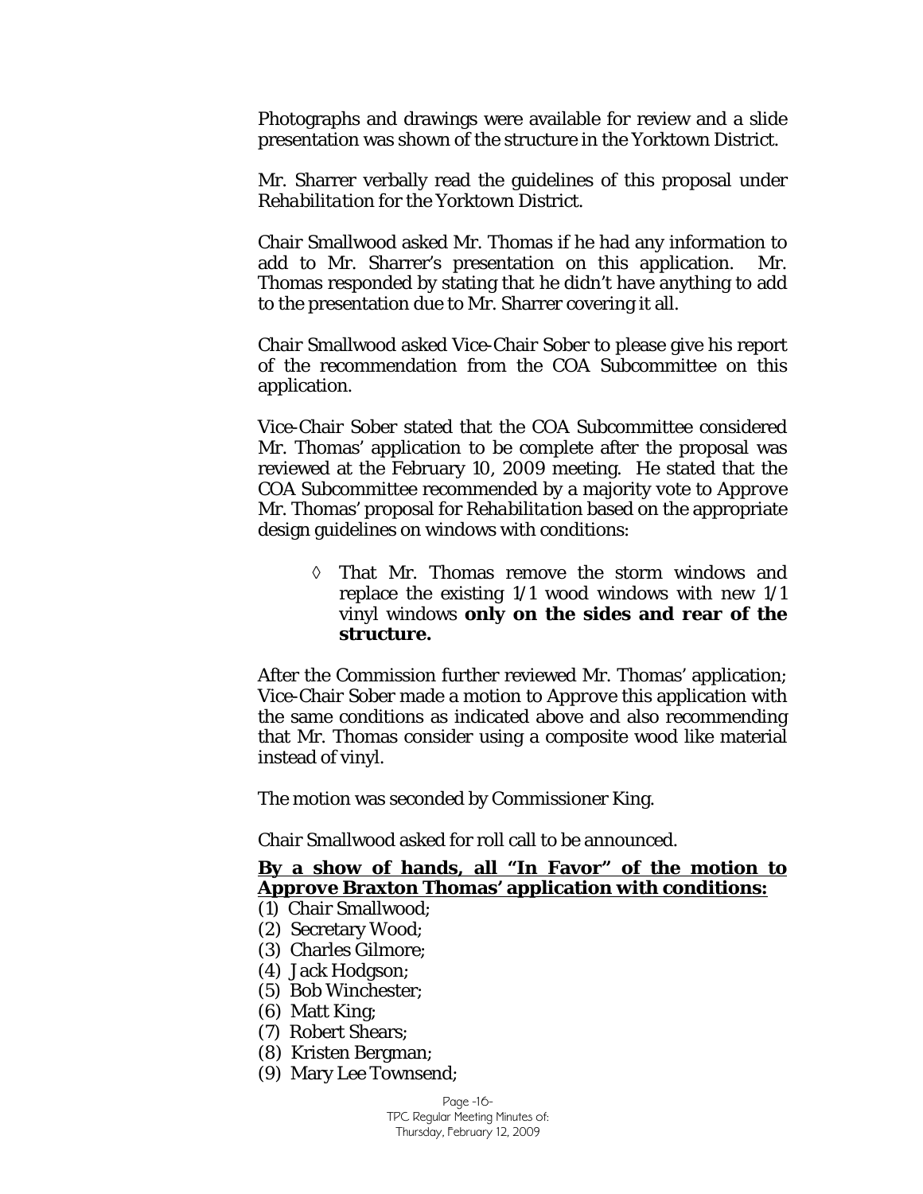Photographs and drawings were available for review and a slide presentation was shown of the structure in the Yorktown District.

Mr. Sharrer verbally read the guidelines of this proposal under *Rehabilitation* for the Yorktown District.

Chair Smallwood asked Mr. Thomas if he had any information to add to Mr. Sharrer's presentation on this application. Mr. Thomas responded by stating that he didn't have anything to add to the presentation due to Mr. Sharrer covering it all.

Chair Smallwood asked Vice-Chair Sober to please give his report of the recommendation from the COA Subcommittee on this application.

Vice-Chair Sober stated that the COA Subcommittee considered Mr. Thomas' application to be complete after the proposal was reviewed at the February 10, 2009 meeting. He stated that the COA Subcommittee recommended by a majority vote to *Approve* Mr. Thomas' proposal for *Rehabilitation* based on the appropriate design guidelines on windows with conditions:

- ◊ That Mr. Thomas remove the storm windows and replace the existing 1/1 wood windows with new 1/1 vinyl windows **only on the sides and rear of the structure.**

After the Commission further reviewed Mr. Thomas' application; Vice-Chair Sober made a motion to *Approve* this application with the same conditions as indicated above and also recommending that Mr. Thomas consider using a composite wood like material instead of vinyl.

The motion was seconded by Commissioner King.

Chair Smallwood asked for roll call to be announced.

**<u>By a show of hands, all "In Favor" of the motion to Approve Braxton Thomas' application with conditions:</u>**

(1) Chair Smallwood;
(2) Secretary Wood;
(3) Charles Gilmore;
(4) Jack Hodgson;
(5) Bob Winchester;
(6) Matt King;
(7) Robert Shears;
(8) Kristen Bergman;
(9) Mary Lee Townsend;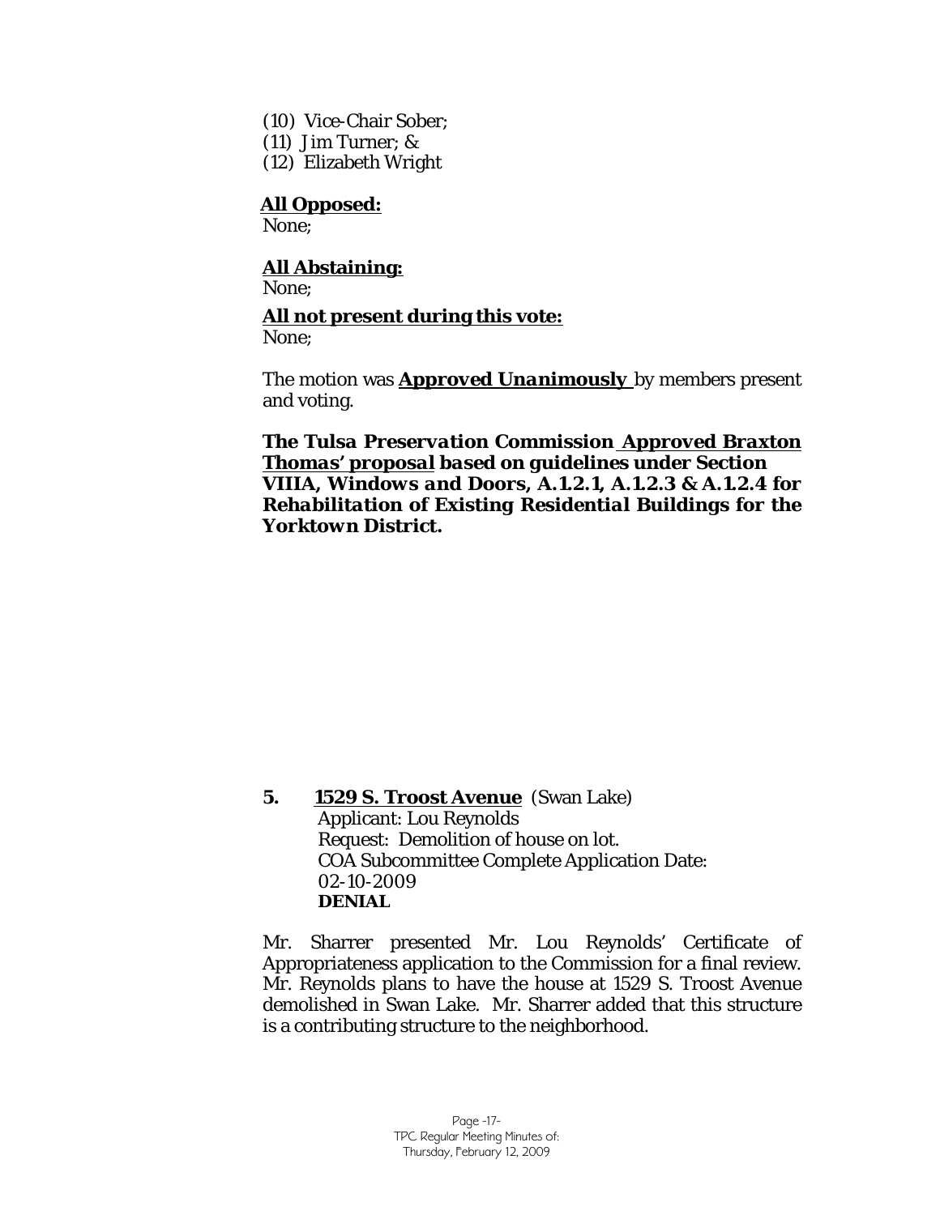(10) Vice-Chair Sober;
(11) Jim Turner; &
(12) Elizabeth Wright

**All Opposed:**
None;

**All Abstaining:**
None;

**All not present during this vote:**
None;

The motion was ***Approved Unanimously*** by members present and voting.

***The Tulsa Preservation Commission Approved Braxton Thomas' proposal based on guidelines under Section VIIIA, Windows and Doors, A.1.2.1, A.1.2.3 & A.1.2.4 for Rehabilitation of Existing Residential Buildings for the Yorktown District.***

**5. 1529 S. Troost Avenue** (Swan Lake)
Applicant: Lou Reynolds
Request: Demolition of house on lot.
COA Subcommittee Complete Application Date: 02-10-2009
**DENIAL**

Mr. Sharrer presented Mr. Lou Reynolds' Certificate of Appropriateness application to the Commission for a final review. Mr. Reynolds plans to have the house at 1529 S. Troost Avenue demolished in Swan Lake. Mr. Sharrer added that this structure is a contributing structure to the neighborhood.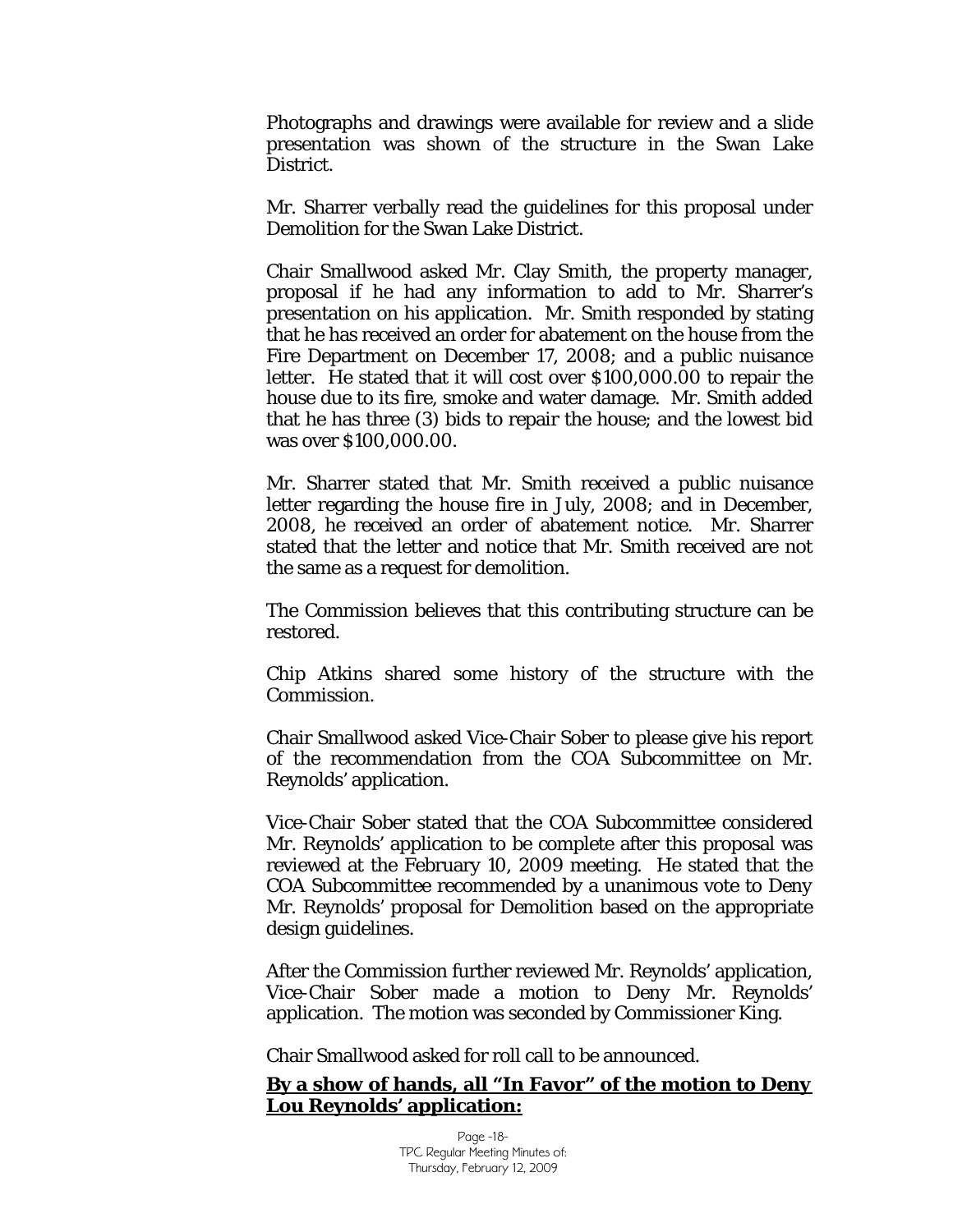Photographs and drawings were available for review and a slide presentation was shown of the structure in the Swan Lake District.

Mr. Sharrer verbally read the guidelines for this proposal under Demolition for the Swan Lake District.

Chair Smallwood asked Mr. Clay Smith, the property manager, proposal if he had any information to add to Mr. Sharrer's presentation on his application. Mr. Smith responded by stating that he has received an order for abatement on the house from the Fire Department on December 17, 2008; and a public nuisance letter. He stated that it will cost over $100,000.00 to repair the house due to its fire, smoke and water damage. Mr. Smith added that he has three (3) bids to repair the house; and the lowest bid was over $100,000.00.

Mr. Sharrer stated that Mr. Smith received a public nuisance letter regarding the house fire in July, 2008; and in December, 2008, he received an order of abatement notice. Mr. Sharrer stated that the letter and notice that Mr. Smith received are not the same as a request for demolition.

The Commission believes that this contributing structure can be restored.

Chip Atkins shared some history of the structure with the Commission.

Chair Smallwood asked Vice-Chair Sober to please give his report of the recommendation from the COA Subcommittee on Mr. Reynolds' application.

Vice-Chair Sober stated that the COA Subcommittee considered Mr. Reynolds' application to be complete after this proposal was reviewed at the February 10, 2009 meeting. He stated that the COA Subcommittee recommended by a unanimous vote to Deny Mr. Reynolds' proposal for Demolition based on the appropriate design guidelines.

After the Commission further reviewed Mr. Reynolds' application, Vice-Chair Sober made a motion to Deny Mr. Reynolds' application. The motion was seconded by Commissioner King.

Chair Smallwood asked for roll call to be announced.

**By a show of hands, all "In Favor" of the motion to Deny Lou Reynolds' application:**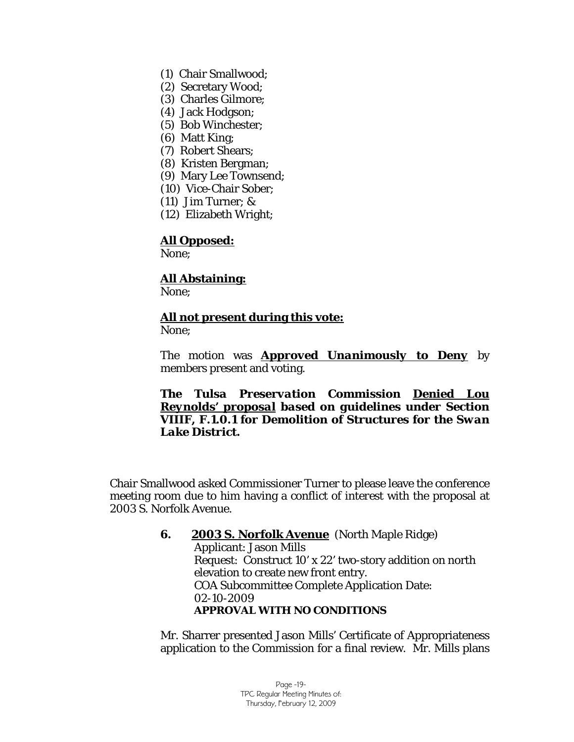(1) Chair Smallwood;
(2) Secretary Wood;
(3) Charles Gilmore;
(4) Jack Hodgson;
(5) Bob Winchester;
(6) Matt King;
(7) Robert Shears;
(8) Kristen Bergman;
(9) Mary Lee Townsend;
(10) Vice-Chair Sober;
(11) Jim Turner; &
(12) Elizabeth Wright;

**All Opposed:**
None;

**All Abstaining:**
None;

**All not present during this vote:**
None;

The motion was ***Approved Unanimously to Deny*** by members present and voting.

***The Tulsa Preservation Commission Denied Lou Reynolds' proposal based on guidelines under Section VIIIF, F.1.0.1 for Demolition of Structures for the Swan Lake District.***

Chair Smallwood asked Commissioner Turner to please leave the conference meeting room due to him having a conflict of interest with the proposal at 2003 S. Norfolk Avenue.

**6. 2003 S. Norfolk Avenue** (North Maple Ridge)
Applicant: Jason Mills
Request: Construct 10' x 22' two-story addition on north elevation to create new front entry.
COA Subcommittee Complete Application Date: 02-10-2009
**APPROVAL WITH NO CONDITIONS**

Mr. Sharrer presented Jason Mills' Certificate of Appropriateness application to the Commission for a final review. Mr. Mills plans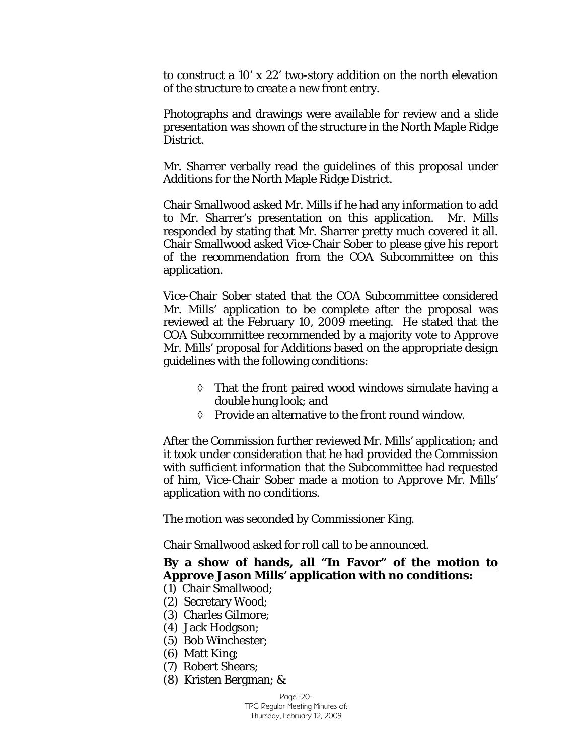to construct a 10' x 22' two-story addition on the north elevation of the structure to create a new front entry.

Photographs and drawings were available for review and a slide presentation was shown of the structure in the North Maple Ridge District.

Mr. Sharrer verbally read the guidelines of this proposal under Additions for the North Maple Ridge District.

Chair Smallwood asked Mr. Mills if he had any information to add to Mr. Sharrer's presentation on this application. Mr. Mills responded by stating that Mr. Sharrer pretty much covered it all. Chair Smallwood asked Vice-Chair Sober to please give his report of the recommendation from the COA Subcommittee on this application.

Vice-Chair Sober stated that the COA Subcommittee considered Mr. Mills' application to be complete after the proposal was reviewed at the February 10, 2009 meeting. He stated that the COA Subcommittee recommended by a majority vote to Approve Mr. Mills' proposal for Additions based on the appropriate design guidelines with the following conditions:

- ◊ That the front paired wood windows simulate having a double hung look; and
- ◊ Provide an alternative to the front round window.

After the Commission further reviewed Mr. Mills' application; and it took under consideration that he had provided the Commission with sufficient information that the Subcommittee had requested of him, Vice-Chair Sober made a motion to Approve Mr. Mills' application with no conditions.

The motion was seconded by Commissioner King.

Chair Smallwood asked for roll call to be announced.

**By a show of hands, all "In Favor" of the motion to Approve Jason Mills' application with no conditions:**

(1) Chair Smallwood;
(2) Secretary Wood;
(3) Charles Gilmore;
(4) Jack Hodgson;
(5) Bob Winchester;
(6) Matt King;
(7) Robert Shears;
(8) Kristen Bergman; &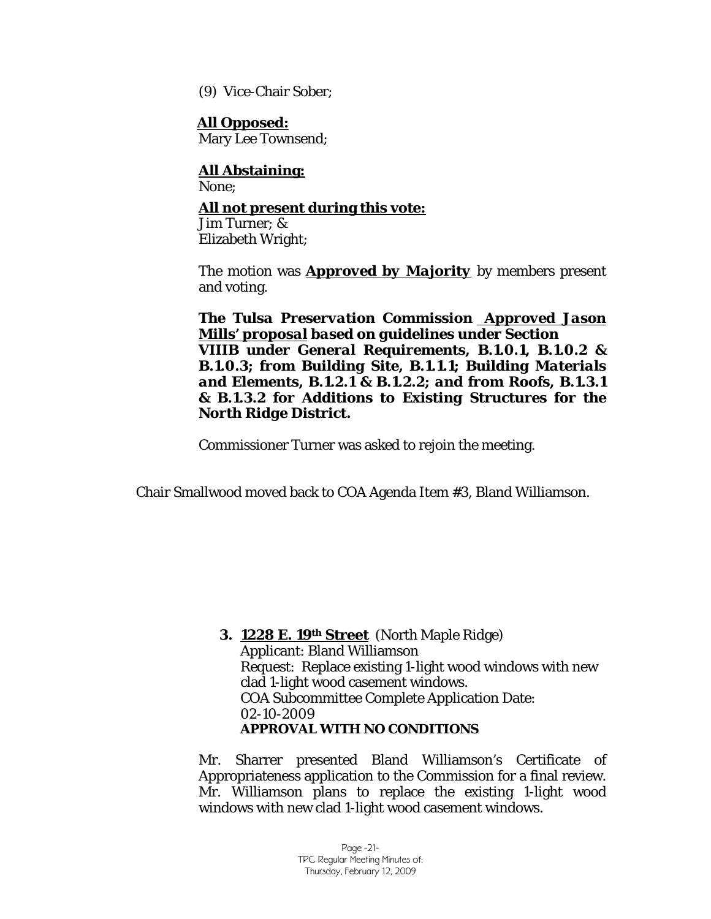(9) Vice-Chair Sober;

**All Opposed:**
Mary Lee Townsend;

**All Abstaining:**
None;

**All not present during this vote:**
Jim Turner; &
Elizabeth Wright;

The motion was **Approved by Majority** by members present and voting.

***The Tulsa Preservation Commission Approved Jason Mills' proposal based on guidelines under Section VIIIB under General Requirements, B.1.0.1, B.1.0.2 & B.1.0.3; from Building Site, B.1.1.1; Building Materials and Elements, B.1.2.1 & B.1.2.2; and from Roofs, B.1.3.1 & B.1.3.2 for Additions to Existing Structures for the North Ridge District.***

Commissioner Turner was asked to rejoin the meeting.

Chair Smallwood moved back to COA Agenda Item #3, Bland Williamson.

**3. 1228 E. 19th Street** (North Maple Ridge)
Applicant: Bland Williamson
Request: Replace existing 1-light wood windows with new clad 1-light wood casement windows.
COA Subcommittee Complete Application Date: 02-10-2009
**APPROVAL WITH NO CONDITIONS**

Mr. Sharrer presented Bland Williamson's Certificate of Appropriateness application to the Commission for a final review. Mr. Williamson plans to replace the existing 1-light wood windows with new clad 1-light wood casement windows.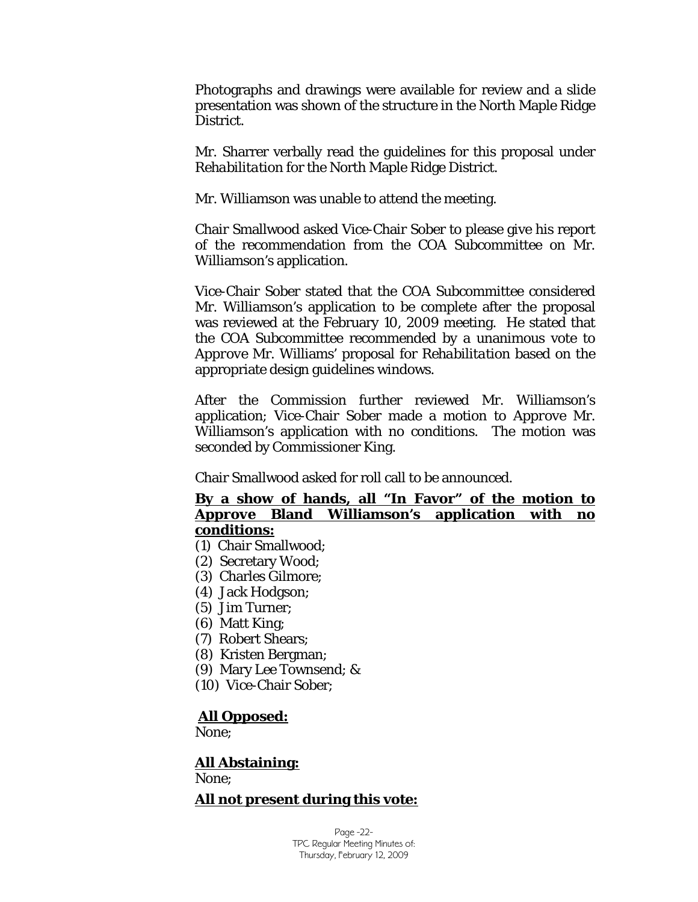Photographs and drawings were available for review and a slide presentation was shown of the structure in the North Maple Ridge District.

Mr. Sharrer verbally read the guidelines for this proposal under *Rehabilitation* for the North Maple Ridge District.

Mr. Williamson was unable to attend the meeting.

Chair Smallwood asked Vice-Chair Sober to please give his report of the recommendation from the COA Subcommittee on Mr. Williamson's application.

Vice-Chair Sober stated that the COA Subcommittee considered Mr. Williamson's application to be complete after the proposal was reviewed at the February 10, 2009 meeting. He stated that the COA Subcommittee recommended by a unanimous vote to *Approve* Mr. Williams' proposal for *Rehabilitation* based on the appropriate design guidelines windows.

After the Commission further reviewed Mr. Williamson's application; Vice-Chair Sober made a motion to *Approve* Mr. Williamson's application with no conditions. The motion was seconded by Commissioner King.

Chair Smallwood asked for roll call to be announced.

**<u>By a show of hands, all "In Favor" of the motion to Approve Bland Williamson's application with no conditions:</u>**

(1) Chair Smallwood;
(2) Secretary Wood;
(3) Charles Gilmore;
(4) Jack Hodgson;
(5) Jim Turner;
(6) Matt King;
(7) Robert Shears;
(8) Kristen Bergman;
(9) Mary Lee Townsend; &
(10) Vice-Chair Sober;

**<u>All Opposed:</u>**
None;

**<u>All Abstaining:</u>**
None;

**<u>All not present during this vote:</u>**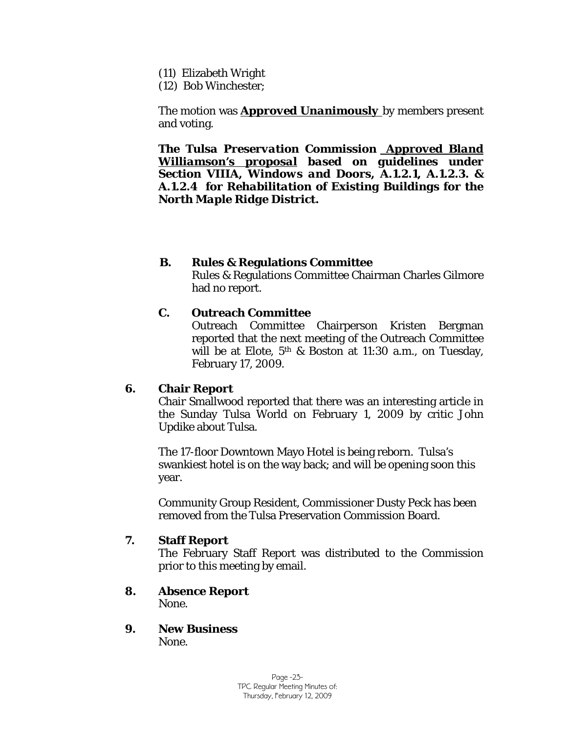(11) Elizabeth Wright
(12) Bob Winchester;

The motion was ***Approved Unanimously*** by members present and voting.

***The Tulsa Preservation Commission <u>Approved Bland Williamson's proposal</u> based on guidelines under Section VIIIA, Windows and Doors, A.1.2.1, A.1.2.3. & A.1.2.4 for Rehabilitation of Existing Buildings for the North Maple Ridge District.***

**B. Rules & Regulations Committee**

Rules & Regulations Committee Chairman Charles Gilmore had no report.

**C. Outreach Committee**

Outreach Committee Chairperson Kristen Bergman reported that the next meeting of the Outreach Committee will be at Elote, 5th & Boston at 11:30 a.m., on Tuesday, February 17, 2009.

**6. Chair Report**

Chair Smallwood reported that there was an interesting article in the Sunday Tulsa World on February 1, 2009 by critic John Updike about Tulsa.

The 17-floor Downtown Mayo Hotel is being reborn. Tulsa's swankiest hotel is on the way back; and will be opening soon this year.

Community Group Resident, Commissioner Dusty Peck has been removed from the Tulsa Preservation Commission Board.

**7. Staff Report**

The February Staff Report was distributed to the Commission prior to this meeting by email.

**8. Absence Report**

None.

**9. New Business**

None.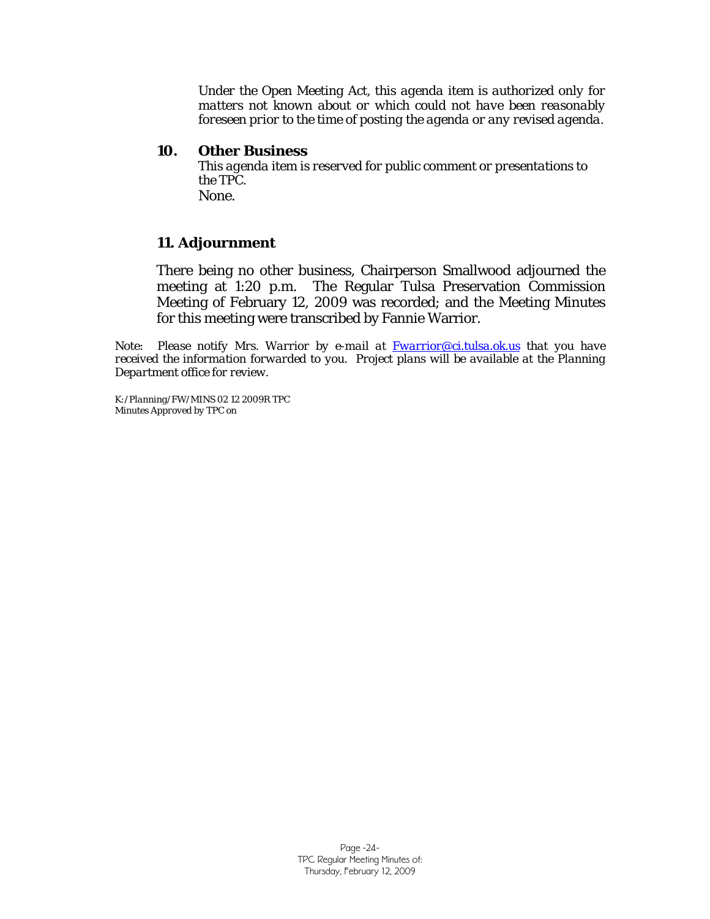*Under the Open Meeting Act, this agenda item is authorized only for matters not known about or which could not have been reasonably foreseen prior to the time of posting the agenda or any revised agenda.*

## 10. Other Business

*This agenda item is reserved for public comment or presentations to the TPC.*

None.

## 11. Adjournment

There being no other business, Chairperson Smallwood adjourned the meeting at 1:20 p.m. The Regular Tulsa Preservation Commission Meeting of February 12, 2009 was recorded; and the Meeting Minutes for this meeting were transcribed by Fannie Warrior.

*Note: Please notify Mrs. Warrior by e-mail at [Fwarrior@ci.tulsa.ok.us](mailto:Fwarrior@ci.tulsa.ok.us) that you have received the information forwarded to you. Project plans will be available at the Planning Department office for review.*

*K:/Planning/FW/MINS 02 12 2009R TPC*
*Minutes Approved by TPC on*